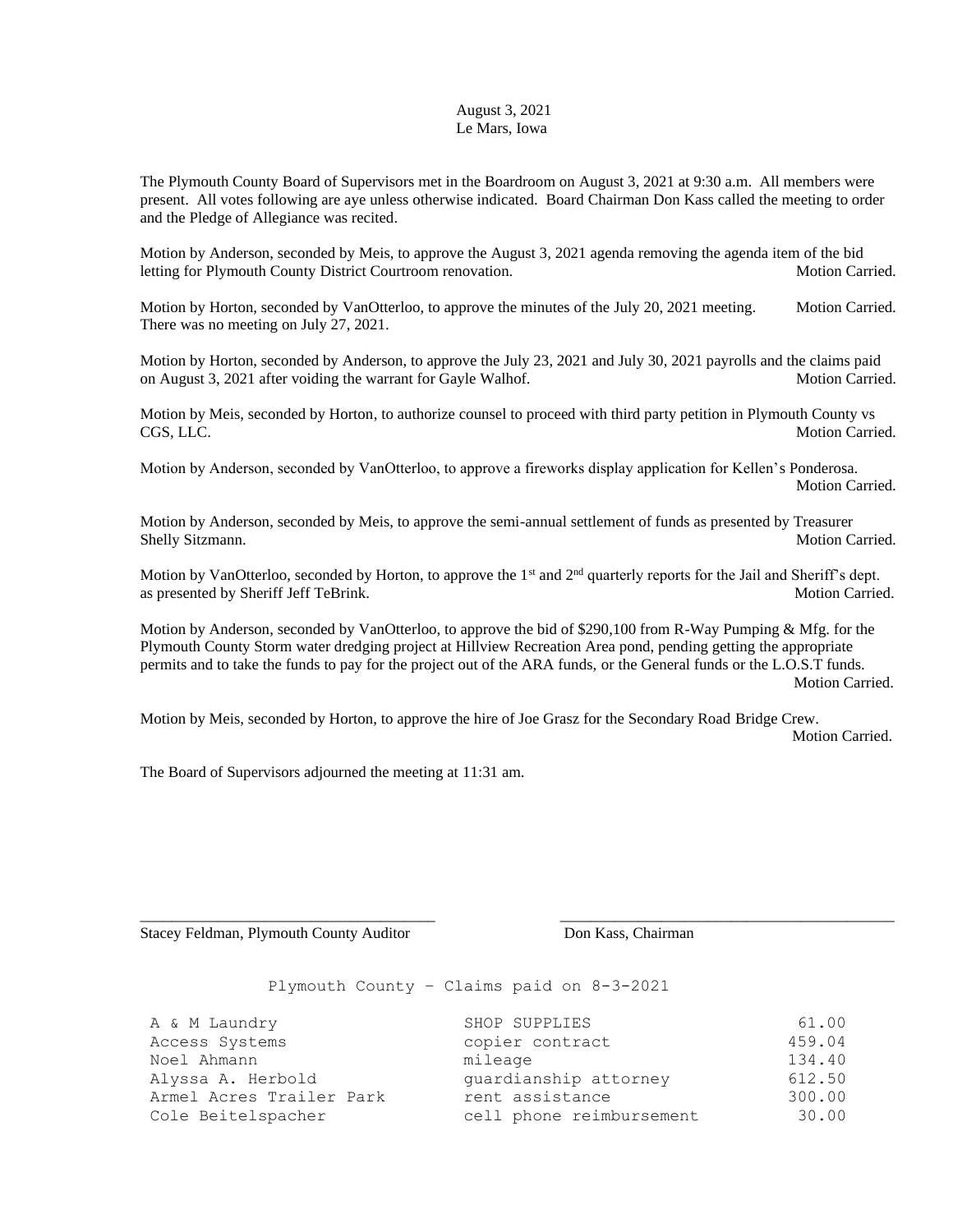August 3, 2021
Le Mars, Iowa

The Plymouth County Board of Supervisors met in the Boardroom on August 3, 2021 at 9:30 a.m. All members were present. All votes following are aye unless otherwise indicated. Board Chairman Don Kass called the meeting to order and the Pledge of Allegiance was recited.

Motion by Anderson, seconded by Meis, to approve the August 3, 2021 agenda removing the agenda item of the bid letting for Plymouth County District Courtroom renovation. Motion Carried.

Motion by Horton, seconded by VanOtterloo, to approve the minutes of the July 20, 2021 meeting. Motion Carried. There was no meeting on July 27, 2021.

Motion by Horton, seconded by Anderson, to approve the July 23, 2021 and July 30, 2021 payrolls and the claims paid on August 3, 2021 after voiding the warrant for Gayle Walhof. Motion Carried.

Motion by Meis, seconded by Horton, to authorize counsel to proceed with third party petition in Plymouth County vs CGS, LLC. Motion Carried.

Motion by Anderson, seconded by VanOtterloo, to approve a fireworks display application for Kellen's Ponderosa. Motion Carried.

Motion by Anderson, seconded by Meis, to approve the semi-annual settlement of funds as presented by Treasurer Shelly Sitzmann. Motion Carried.

Motion by VanOtterloo, seconded by Horton, to approve the 1st and 2nd quarterly reports for the Jail and Sheriff's dept. as presented by Sheriff Jeff TeBrink. Motion Carried.

Motion by Anderson, seconded by VanOtterloo, to approve the bid of $290,100 from R-Way Pumping & Mfg. for the Plymouth County Storm water dredging project at Hillview Recreation Area pond, pending getting the appropriate permits and to take the funds to pay for the project out of the ARA funds, or the General funds or the L.O.S.T funds. Motion Carried.

Motion by Meis, seconded by Horton, to approve the hire of Joe Grasz for the Secondary Road Bridge Crew. Motion Carried.

The Board of Supervisors adjourned the meeting at 11:31 am.

\_\_\_\_\_\_\_\_\_\_\_\_\_\_\_\_\_\_\_\_\_\_\_\_\_\_\_\_\_\_\_\_\_\_\_\_ \_\_\_\_\_\_\_\_\_\_\_\_\_\_\_\_\_\_\_\_\_\_\_\_\_\_\_\_\_\_\_\_\_\_\_\_\_\_\_\_

Stacey Feldman, Plymouth County Auditor Don Kass, Chairman

Plymouth County – Claims paid on 8-3-2021

| | | |
|---|---|---|
| A & M Laundry | SHOP SUPPLIES | 61.00 |
| Access Systems | copier contract | 459.04 |
| Noel Ahmann | mileage | 134.40 |
| Alyssa A. Herbold | guardianship attorney | 612.50 |
| Armel Acres Trailer Park | rent assistance | 300.00 |
| Cole Beitelspacher | cell phone reimbursement | 30.00 |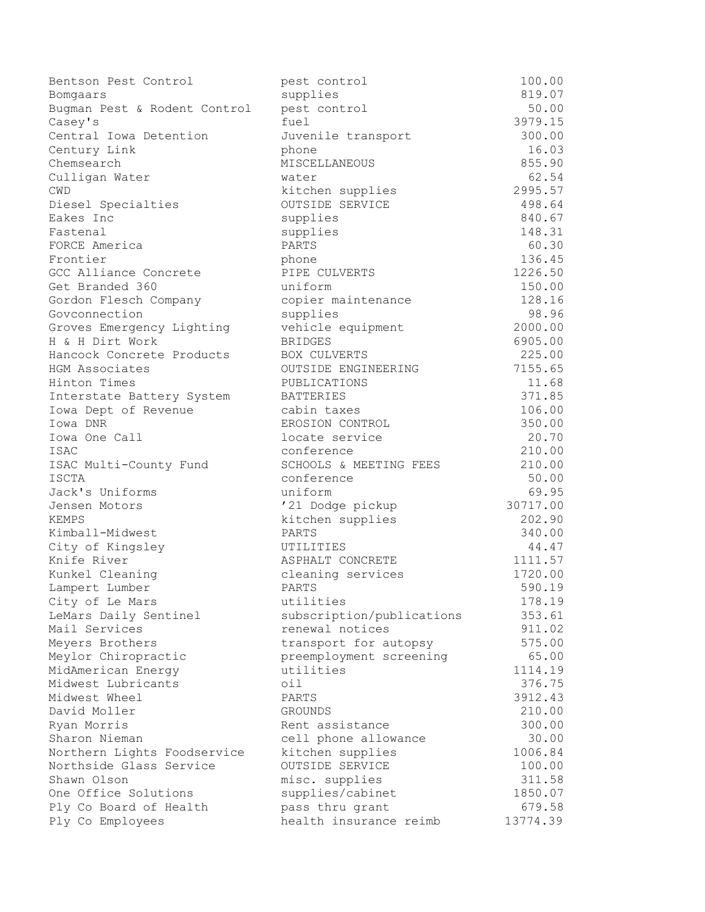| | | |
|---|---|---|
| Bentson Pest Control | pest control | 100.00 |
| Bomgaars | supplies | 819.07 |
| Bugman Pest & Rodent Control | pest control | 50.00 |
| Casey's | fuel | 3979.15 |
| Central Iowa Detention | Juvenile transport | 300.00 |
| Century Link | phone | 16.03 |
| Chemsearch | MISCELLANEOUS | 855.90 |
| Culligan Water | water | 62.54 |
| CWD | kitchen supplies | 2995.57 |
| Diesel Specialties | OUTSIDE SERVICE | 498.64 |
| Eakes Inc | supplies | 840.67 |
| Fastenal | supplies | 148.31 |
| FORCE America | PARTS | 60.30 |
| Frontier | phone | 136.45 |
| GCC Alliance Concrete | PIPE CULVERTS | 1226.50 |
| Get Branded 360 | uniform | 150.00 |
| Gordon Flesch Company | copier maintenance | 128.16 |
| Govconnection | supplies | 98.96 |
| Groves Emergency Lighting | vehicle equipment | 2000.00 |
| H & H Dirt Work | BRIDGES | 6905.00 |
| Hancock Concrete Products | BOX CULVERTS | 225.00 |
| HGM Associates | OUTSIDE ENGINEERING | 7155.65 |
| Hinton Times | PUBLICATIONS | 11.68 |
| Interstate Battery System | BATTERIES | 371.85 |
| Iowa Dept of Revenue | cabin taxes | 106.00 |
| Iowa DNR | EROSION CONTROL | 350.00 |
| Iowa One Call | locate service | 20.70 |
| ISAC | conference | 210.00 |
| ISAC Multi-County Fund | SCHOOLS & MEETING FEES | 210.00 |
| ISCTA | conference | 50.00 |
| Jack's Uniforms | uniform | 69.95 |
| Jensen Motors | '21 Dodge pickup | 30717.00 |
| KEMPS | kitchen supplies | 202.90 |
| Kimball-Midwest | PARTS | 340.00 |
| City of Kingsley | UTILITIES | 44.47 |
| Knife River | ASPHALT CONCRETE | 1111.57 |
| Kunkel Cleaning | cleaning services | 1720.00 |
| Lampert Lumber | PARTS | 590.19 |
| City of Le Mars | utilities | 178.19 |
| LeMars Daily Sentinel | subscription/publications | 353.61 |
| Mail Services | renewal notices | 911.02 |
| Meyers Brothers | transport for autopsy | 575.00 |
| Meylor Chiropractic | preemployment screening | 65.00 |
| MidAmerican Energy | utilities | 1114.19 |
| Midwest Lubricants | oil | 376.75 |
| Midwest Wheel | PARTS | 3912.43 |
| David Moller | GROUNDS | 210.00 |
| Ryan Morris | Rent assistance | 300.00 |
| Sharon Nieman | cell phone allowance | 30.00 |
| Northern Lights Foodservice | kitchen supplies | 1006.84 |
| Northside Glass Service | OUTSIDE SERVICE | 100.00 |
| Shawn Olson | misc. supplies | 311.58 |
| One Office Solutions | supplies/cabinet | 1850.07 |
| Ply Co Board of Health | pass thru grant | 679.58 |
| Ply Co Employees | health insurance reimb | 13774.39 |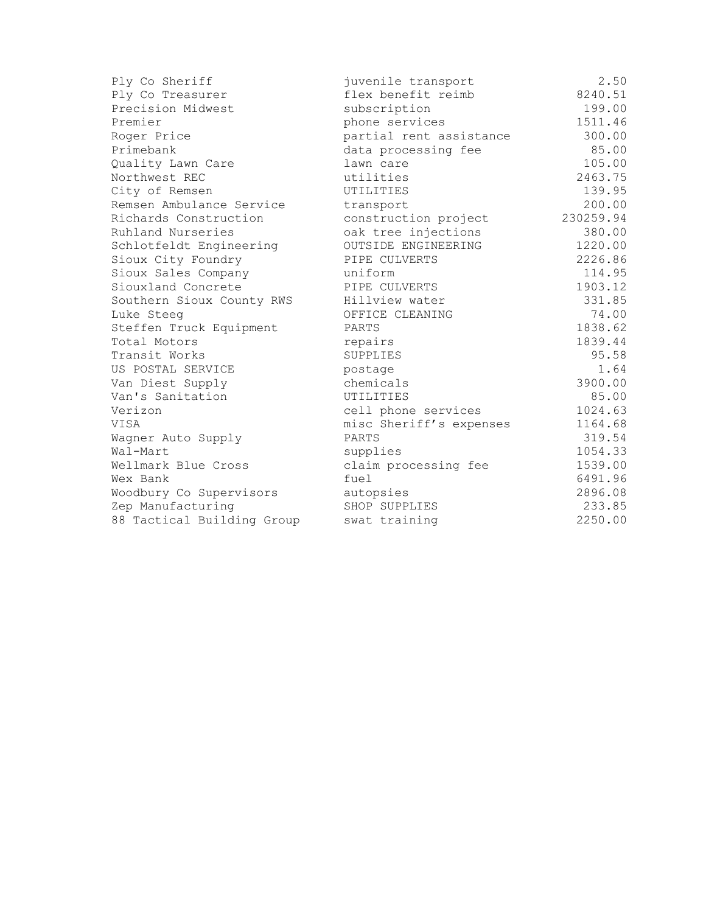| | | |
|---|---|---|
| Ply Co Sheriff | juvenile transport | 2.50 |
| Ply Co Treasurer | flex benefit reimb | 8240.51 |
| Precision Midwest | subscription | 199.00 |
| Premier | phone services | 1511.46 |
| Roger Price | partial rent assistance | 300.00 |
| Primebank | data processing fee | 85.00 |
| Quality Lawn Care | lawn care | 105.00 |
| Northwest REC | utilities | 2463.75 |
| City of Remsen | UTILITIES | 139.95 |
| Remsen Ambulance Service | transport | 200.00 |
| Richards Construction | construction project | 230259.94 |
| Ruhland Nurseries | oak tree injections | 380.00 |
| Schlotfeldt Engineering | OUTSIDE ENGINEERING | 1220.00 |
| Sioux City Foundry | PIPE CULVERTS | 2226.86 |
| Sioux Sales Company | uniform | 114.95 |
| Siouxland Concrete | PIPE CULVERTS | 1903.12 |
| Southern Sioux County RWS | Hillview water | 331.85 |
| Luke Steeg | OFFICE CLEANING | 74.00 |
| Steffen Truck Equipment | PARTS | 1838.62 |
| Total Motors | repairs | 1839.44 |
| Transit Works | SUPPLIES | 95.58 |
| US POSTAL SERVICE | postage | 1.64 |
| Van Diest Supply | chemicals | 3900.00 |
| Van's Sanitation | UTILITIES | 85.00 |
| Verizon | cell phone services | 1024.63 |
| VISA | misc Sheriff's expenses | 1164.68 |
| Wagner Auto Supply | PARTS | 319.54 |
| Wal-Mart | supplies | 1054.33 |
| Wellmark Blue Cross | claim processing fee | 1539.00 |
| Wex Bank | fuel | 6491.96 |
| Woodbury Co Supervisors | autopsies | 2896.08 |
| Zep Manufacturing | SHOP SUPPLIES | 233.85 |
| 88 Tactical Building Group | swat training | 2250.00 |